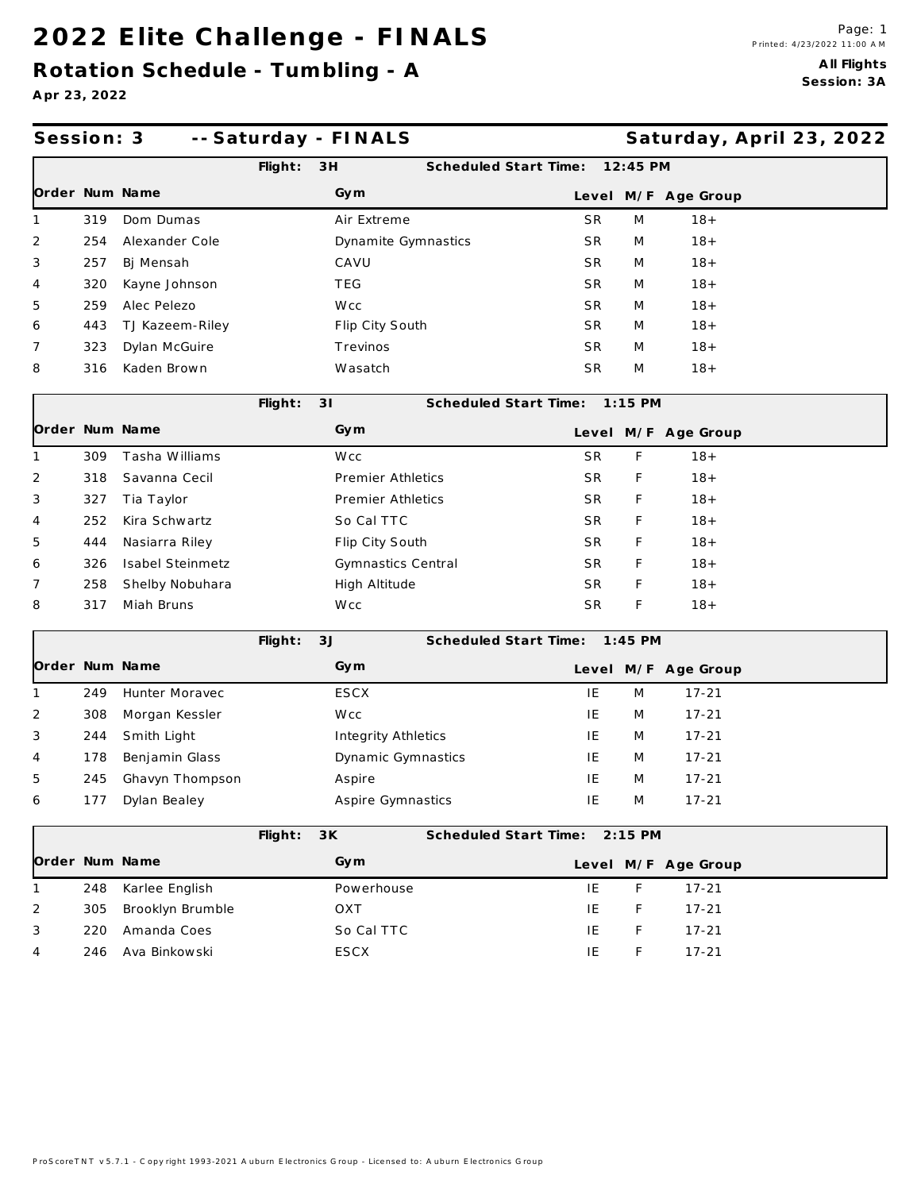# 2022 Elite Challenge - FINALS

## Rotation Schedule - Tumbling - A

**Apr 23, 2022**

Printed: 4/23/2022 11:00 AM

**All Flights**
**Session: 3A**

## Session: 3 -- Saturday - FINALS — Saturday, April 23, 2022

**Flight: 3H — Scheduled Start Time: 12:45 PM**

| Order | Num | Name | Gym | Level | M/F | Age Group |
|---|---|---|---|---|---|---|
| 1 | 319 | Dom Dumas | Air Extreme | SR | M | 18+ |
| 2 | 254 | Alexander Cole | Dynamite Gymnastics | SR | M | 18+ |
| 3 | 257 | Bj Mensah | CAVU | SR | M | 18+ |
| 4 | 320 | Kayne Johnson | TEG | SR | M | 18+ |
| 5 | 259 | Alec Pelezo | Wcc | SR | M | 18+ |
| 6 | 443 | TJ Kazeem-Riley | Flip City South | SR | M | 18+ |
| 7 | 323 | Dylan McGuire | Trevinos | SR | M | 18+ |
| 8 | 316 | Kaden Brown | Wasatch | SR | M | 18+ |

**Flight: 3I — Scheduled Start Time: 1:15 PM**

| Order | Num | Name | Gym | Level | M/F | Age Group |
|---|---|---|---|---|---|---|
| 1 | 309 | Tasha Williams | Wcc | SR | F | 18+ |
| 2 | 318 | Savanna Cecil | Premier Athletics | SR | F | 18+ |
| 3 | 327 | Tia Taylor | Premier Athletics | SR | F | 18+ |
| 4 | 252 | Kira Schwartz | So Cal TTC | SR | F | 18+ |
| 5 | 444 | Nasiarra Riley | Flip City South | SR | F | 18+ |
| 6 | 326 | Isabel Steinmetz | Gymnastics Central | SR | F | 18+ |
| 7 | 258 | Shelby Nobuhara | High Altitude | SR | F | 18+ |
| 8 | 317 | Miah Bruns | Wcc | SR | F | 18+ |

**Flight: 3J — Scheduled Start Time: 1:45 PM**

| Order | Num | Name | Gym | Level | M/F | Age Group |
|---|---|---|---|---|---|---|
| 1 | 249 | Hunter Moravec | ESCX | IE | M | 17-21 |
| 2 | 308 | Morgan Kessler | Wcc | IE | M | 17-21 |
| 3 | 244 | Smith Light | Integrity Athletics | IE | M | 17-21 |
| 4 | 178 | Benjamin Glass | Dynamic Gymnastics | IE | M | 17-21 |
| 5 | 245 | Ghavyn Thompson | Aspire | IE | M | 17-21 |
| 6 | 177 | Dylan Bealey | Aspire Gymnastics | IE | M | 17-21 |

**Flight: 3K — Scheduled Start Time: 2:15 PM**

| Order | Num | Name | Gym | Level | M/F | Age Group |
|---|---|---|---|---|---|---|
| 1 | 248 | Karlee English | Powerhouse | IE | F | 17-21 |
| 2 | 305 | Brooklyn Brumble | OXT | IE | F | 17-21 |
| 3 | 220 | Amanda Coes | So Cal TTC | IE | F | 17-21 |
| 4 | 246 | Ava Binkowski | ESCX | IE | F | 17-21 |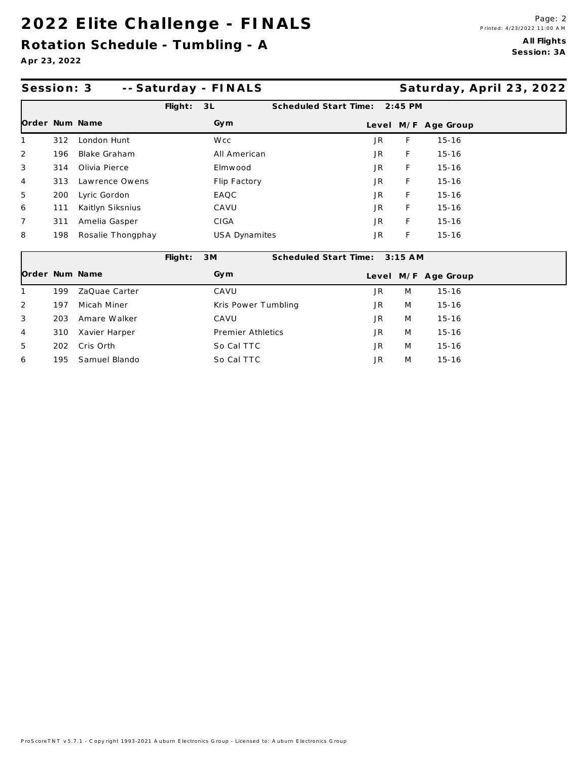# 2022 Elite Challenge - FINALS

## Rotation Schedule - Tumbling - A

Apr 23, 2022

Printed: 4/23/2022 11:00 AM

**All Flights**
**Session: 3A**

### Session: 3 -- Saturday - FINALS — Saturday, April 23, 2022

**Flight: 3L** — **Scheduled Start Time: 2:45 PM**

| Order | Num | Name | Gym | Level | M/F | Age Group |
|---|---|---|---|---|---|---|
| 1 | 312 | London Hunt | Wcc | JR | F | 15-16 |
| 2 | 196 | Blake Graham | All American | JR | F | 15-16 |
| 3 | 314 | Olivia Pierce | Elmwood | JR | F | 15-16 |
| 4 | 313 | Lawrence Owens | Flip Factory | JR | F | 15-16 |
| 5 | 200 | Lyric Gordon | EAQC | JR | F | 15-16 |
| 6 | 111 | Kaitlyn Siksnius | CAVU | JR | F | 15-16 |
| 7 | 311 | Amelia Gasper | CIGA | JR | F | 15-16 |
| 8 | 198 | Rosalie Thongphay | USA Dynamites | JR | F | 15-16 |

**Flight: 3M** — **Scheduled Start Time: 3:15 AM**

| Order | Num | Name | Gym | Level | M/F | Age Group |
|---|---|---|---|---|---|---|
| 1 | 199 | ZaQuae Carter | CAVU | JR | M | 15-16 |
| 2 | 197 | Micah Miner | Kris Power Tumbling | JR | M | 15-16 |
| 3 | 203 | Amare Walker | CAVU | JR | M | 15-16 |
| 4 | 310 | Xavier Harper | Premier Athletics | JR | M | 15-16 |
| 5 | 202 | Cris Orth | So Cal TTC | JR | M | 15-16 |
| 6 | 195 | Samuel Blando | So Cal TTC | JR | M | 15-16 |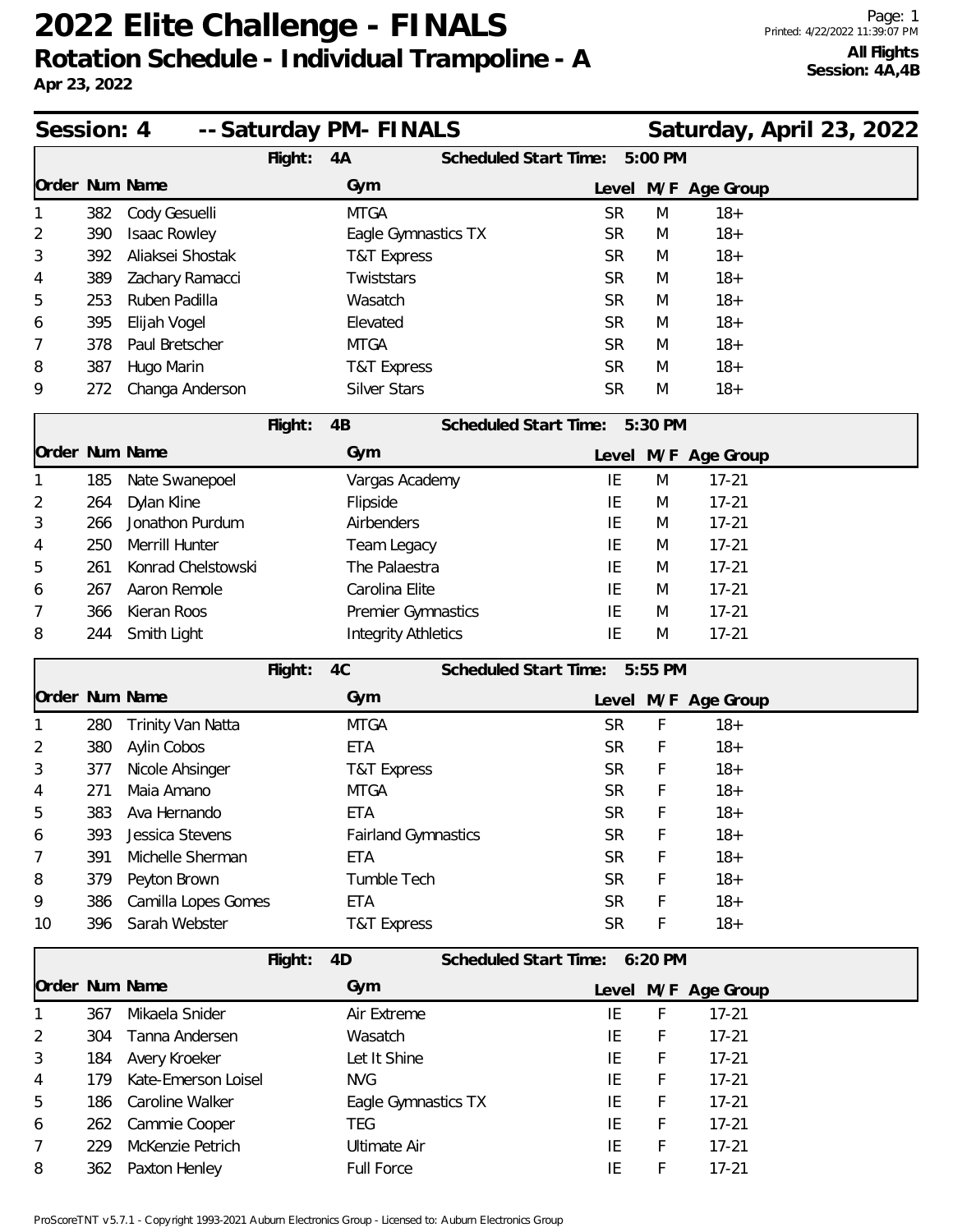# 2022 Elite Challenge - FINALS

## Rotation Schedule - Individual Trampoline - A

Apr 23, 2022

All Flights
Session: 4A,4B

### Session: 4 -- Saturday PM- FINALS — Saturday, April 23, 2022

**Flight: 4A — Scheduled Start Time: 5:00 PM**

| Order | Num | Name | Gym | Level | M/F | Age Group |
|---|---|---|---|---|---|---|
| 1 | 382 | Cody Gesuelli | MTGA | SR | M | 18+ |
| 2 | 390 | Isaac Rowley | Eagle Gymnastics TX | SR | M | 18+ |
| 3 | 392 | Aliaksei Shostak | T&T Express | SR | M | 18+ |
| 4 | 389 | Zachary Ramacci | Twiststars | SR | M | 18+ |
| 5 | 253 | Ruben Padilla | Wasatch | SR | M | 18+ |
| 6 | 395 | Elijah Vogel | Elevated | SR | M | 18+ |
| 7 | 378 | Paul Bretscher | MTGA | SR | M | 18+ |
| 8 | 387 | Hugo Marin | T&T Express | SR | M | 18+ |
| 9 | 272 | Changa Anderson | Silver Stars | SR | M | 18+ |

**Flight: 4B — Scheduled Start Time: 5:30 PM**

| Order | Num | Name | Gym | Level | M/F | Age Group |
|---|---|---|---|---|---|---|
| 1 | 185 | Nate Swanepoel | Vargas Academy | IE | M | 17-21 |
| 2 | 264 | Dylan Kline | Flipside | IE | M | 17-21 |
| 3 | 266 | Jonathon Purdum | Airbenders | IE | M | 17-21 |
| 4 | 250 | Merrill Hunter | Team Legacy | IE | M | 17-21 |
| 5 | 261 | Konrad Chelstowski | The Palaestra | IE | M | 17-21 |
| 6 | 267 | Aaron Remole | Carolina Elite | IE | M | 17-21 |
| 7 | 366 | Kieran Roos | Premier Gymnastics | IE | M | 17-21 |
| 8 | 244 | Smith Light | Integrity Athletics | IE | M | 17-21 |

**Flight: 4C — Scheduled Start Time: 5:55 PM**

| Order | Num | Name | Gym | Level | M/F | Age Group |
|---|---|---|---|---|---|---|
| 1 | 280 | Trinity Van Natta | MTGA | SR | F | 18+ |
| 2 | 380 | Aylin Cobos | ETA | SR | F | 18+ |
| 3 | 377 | Nicole Ahsinger | T&T Express | SR | F | 18+ |
| 4 | 271 | Maia Amano | MTGA | SR | F | 18+ |
| 5 | 383 | Ava Hernando | ETA | SR | F | 18+ |
| 6 | 393 | Jessica Stevens | Fairland Gymnastics | SR | F | 18+ |
| 7 | 391 | Michelle Sherman | ETA | SR | F | 18+ |
| 8 | 379 | Peyton Brown | Tumble Tech | SR | F | 18+ |
| 9 | 386 | Camilla Lopes Gomes | ETA | SR | F | 18+ |
| 10 | 396 | Sarah Webster | T&T Express | SR | F | 18+ |

**Flight: 4D — Scheduled Start Time: 6:20 PM**

| Order | Num | Name | Gym | Level | M/F | Age Group |
|---|---|---|---|---|---|---|
| 1 | 367 | Mikaela Snider | Air Extreme | IE | F | 17-21 |
| 2 | 304 | Tanna Andersen | Wasatch | IE | F | 17-21 |
| 3 | 184 | Avery Kroeker | Let It Shine | IE | F | 17-21 |
| 4 | 179 | Kate-Emerson Loisel | NVG | IE | F | 17-21 |
| 5 | 186 | Caroline Walker | Eagle Gymnastics TX | IE | F | 17-21 |
| 6 | 262 | Cammie Cooper | TEG | IE | F | 17-21 |
| 7 | 229 | McKenzie Petrich | Ultimate Air | IE | F | 17-21 |
| 8 | 362 | Paxton Henley | Full Force | IE | F | 17-21 |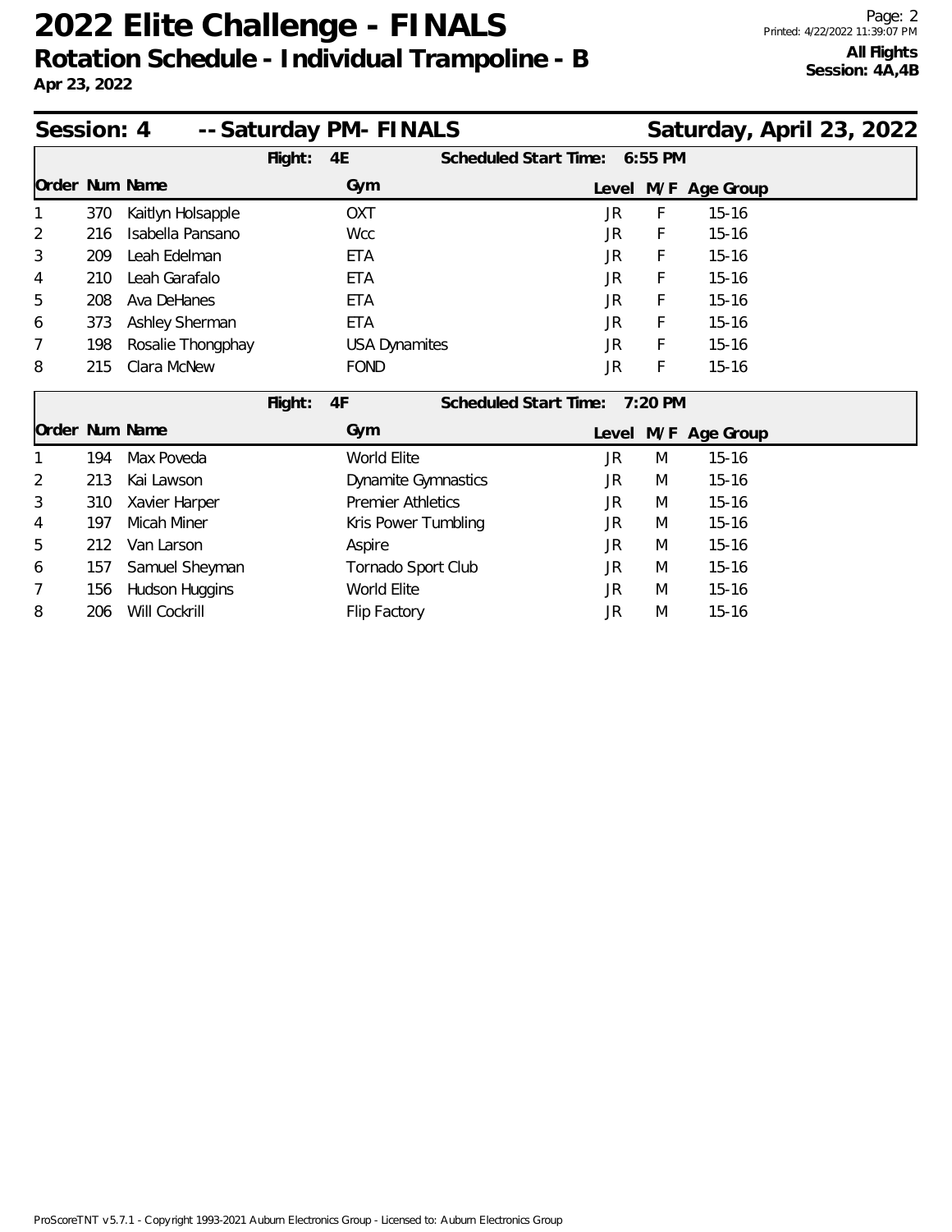# 2022 Elite Challenge - FINALS

## Rotation Schedule - Individual Trampoline - B

**Apr 23, 2022**

**All Flights**
**Session: 4A,4B**

## Session: 4 -- Saturday PM- FINALS — Saturday, April 23, 2022

**Flight: 4E** — **Scheduled Start Time: 6:55 PM**

| Order | Num | Name | Gym | Level | M/F | Age Group |
|---|---|---|---|---|---|---|
| 1 | 370 | Kaitlyn Holsapple | OXT | JR | F | 15-16 |
| 2 | 216 | Isabella Pansano | Wcc | JR | F | 15-16 |
| 3 | 209 | Leah Edelman | ETA | JR | F | 15-16 |
| 4 | 210 | Leah Garafalo | ETA | JR | F | 15-16 |
| 5 | 208 | Ava DeHanes | ETA | JR | F | 15-16 |
| 6 | 373 | Ashley Sherman | ETA | JR | F | 15-16 |
| 7 | 198 | Rosalie Thongphay | USA Dynamites | JR | F | 15-16 |
| 8 | 215 | Clara McNew | FOND | JR | F | 15-16 |

**Flight: 4F** — **Scheduled Start Time: 7:20 PM**

| Order | Num | Name | Gym | Level | M/F | Age Group |
|---|---|---|---|---|---|---|
| 1 | 194 | Max Poveda | World Elite | JR | M | 15-16 |
| 2 | 213 | Kai Lawson | Dynamite Gymnastics | JR | M | 15-16 |
| 3 | 310 | Xavier Harper | Premier Athletics | JR | M | 15-16 |
| 4 | 197 | Micah Miner | Kris Power Tumbling | JR | M | 15-16 |
| 5 | 212 | Van Larson | Aspire | JR | M | 15-16 |
| 6 | 157 | Samuel Sheyman | Tornado Sport Club | JR | M | 15-16 |
| 7 | 156 | Hudson Huggins | World Elite | JR | M | 15-16 |
| 8 | 206 | Will Cockrill | Flip Factory | JR | M | 15-16 |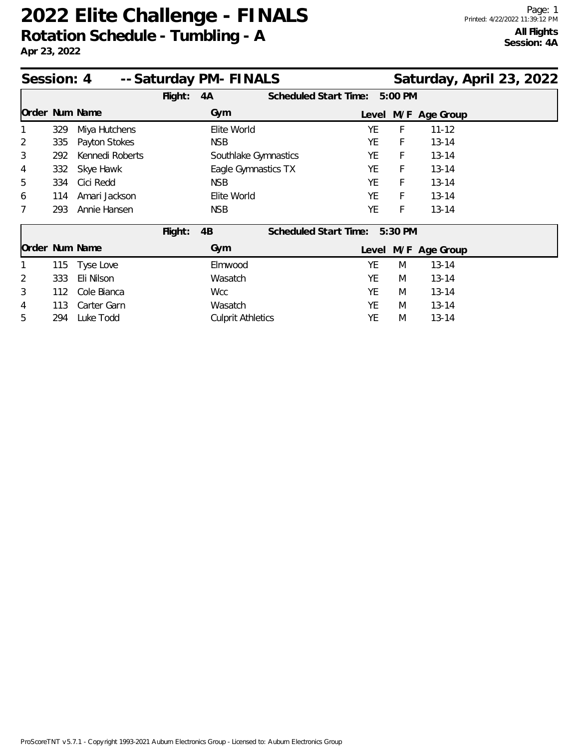# 2022 Elite Challenge - FINALS

## Rotation Schedule - Tumbling - A

**Apr 23, 2022**

**All Flights**
**Session: 4A**

## Session: 4 -- Saturday PM- FINALS — Saturday, April 23, 2022

**Flight: 4A** — **Scheduled Start Time: 5:00 PM**

| Order | Num | Name | Gym | Level | M/F | Age Group |
|---|---|---|---|---|---|---|
| 1 | 329 | Miya Hutchens | Elite World | YE | F | 11-12 |
| 2 | 335 | Payton Stokes | NSB | YE | F | 13-14 |
| 3 | 292 | Kennedi Roberts | Southlake Gymnastics | YE | F | 13-14 |
| 4 | 332 | Skye Hawk | Eagle Gymnastics TX | YE | F | 13-14 |
| 5 | 334 | Cici Redd | NSB | YE | F | 13-14 |
| 6 | 114 | Amari Jackson | Elite World | YE | F | 13-14 |
| 7 | 293 | Annie Hansen | NSB | YE | F | 13-14 |

**Flight: 4B** — **Scheduled Start Time: 5:30 PM**

| Order | Num | Name | Gym | Level | M/F | Age Group |
|---|---|---|---|---|---|---|
| 1 | 115 | Tyse Love | Elmwood | YE | M | 13-14 |
| 2 | 333 | Eli Nilson | Wasatch | YE | M | 13-14 |
| 3 | 112 | Cole Bianca | Wcc | YE | M | 13-14 |
| 4 | 113 | Carter Garn | Wasatch | YE | M | 13-14 |
| 5 | 294 | Luke Todd | Culprit Athletics | YE | M | 13-14 |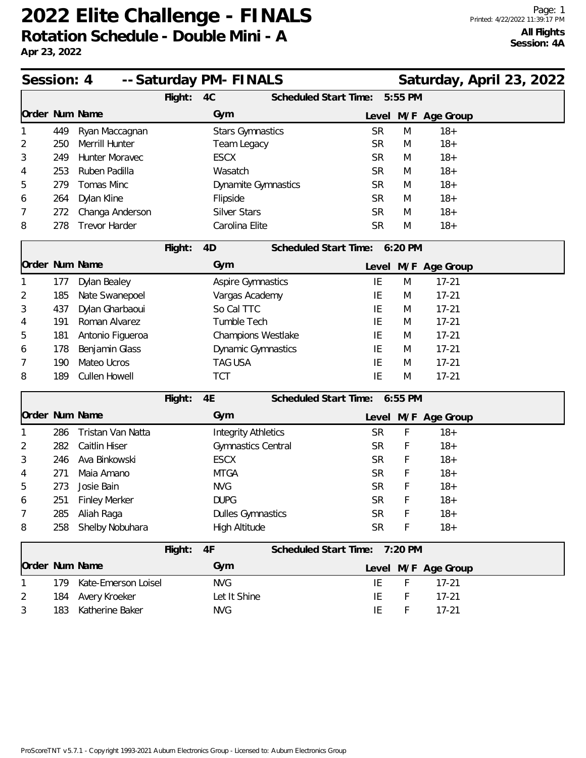# 2022 Elite Challenge - FINALS

## Rotation Schedule - Double Mini - A

Apr 23, 2022

All Flights
Session: 4A

## Session: 4 -- Saturday PM- FINALS — Saturday, April 23, 2022

**Flight: 4C — Scheduled Start Time: 5:55 PM**

| Order | Num | Name | Gym | Level | M/F | Age Group |
|---|---|---|---|---|---|---|
| 1 | 449 | Ryan Maccagnan | Stars Gymnastics | SR | M | 18+ |
| 2 | 250 | Merrill Hunter | Team Legacy | SR | M | 18+ |
| 3 | 249 | Hunter Moravec | ESCX | SR | M | 18+ |
| 4 | 253 | Ruben Padilla | Wasatch | SR | M | 18+ |
| 5 | 279 | Tomas Minc | Dynamite Gymnastics | SR | M | 18+ |
| 6 | 264 | Dylan Kline | Flipside | SR | M | 18+ |
| 7 | 272 | Changa Anderson | Silver Stars | SR | M | 18+ |
| 8 | 278 | Trevor Harder | Carolina Elite | SR | M | 18+ |

**Flight: 4D — Scheduled Start Time: 6:20 PM**

| Order | Num | Name | Gym | Level | M/F | Age Group |
|---|---|---|---|---|---|---|
| 1 | 177 | Dylan Bealey | Aspire Gymnastics | IE | M | 17-21 |
| 2 | 185 | Nate Swanepoel | Vargas Academy | IE | M | 17-21 |
| 3 | 437 | Dylan Gharbaoui | So Cal TTC | IE | M | 17-21 |
| 4 | 191 | Roman Alvarez | Tumble Tech | IE | M | 17-21 |
| 5 | 181 | Antonio Figueroa | Champions Westlake | IE | M | 17-21 |
| 6 | 178 | Benjamin Glass | Dynamic Gymnastics | IE | M | 17-21 |
| 7 | 190 | Mateo Ucros | TAG USA | IE | M | 17-21 |
| 8 | 189 | Cullen Howell | TCT | IE | M | 17-21 |

**Flight: 4E — Scheduled Start Time: 6:55 PM**

| Order | Num | Name | Gym | Level | M/F | Age Group |
|---|---|---|---|---|---|---|
| 1 | 286 | Tristan Van Natta | Integrity Athletics | SR | F | 18+ |
| 2 | 282 | Caitlin Hiser | Gymnastics Central | SR | F | 18+ |
| 3 | 246 | Ava Binkowski | ESCX | SR | F | 18+ |
| 4 | 271 | Maia Amano | MTGA | SR | F | 18+ |
| 5 | 273 | Josie Bain | NVG | SR | F | 18+ |
| 6 | 251 | Finley Merker | DUPG | SR | F | 18+ |
| 7 | 285 | Aliah Raga | Dulles Gymnastics | SR | F | 18+ |
| 8 | 258 | Shelby Nobuhara | High Altitude | SR | F | 18+ |

**Flight: 4F — Scheduled Start Time: 7:20 PM**

| Order | Num | Name | Gym | Level | M/F | Age Group |
|---|---|---|---|---|---|---|
| 1 | 179 | Kate-Emerson Loisel | NVG | IE | F | 17-21 |
| 2 | 184 | Avery Kroeker | Let It Shine | IE | F | 17-21 |
| 3 | 183 | Katherine Baker | NVG | IE | F | 17-21 |